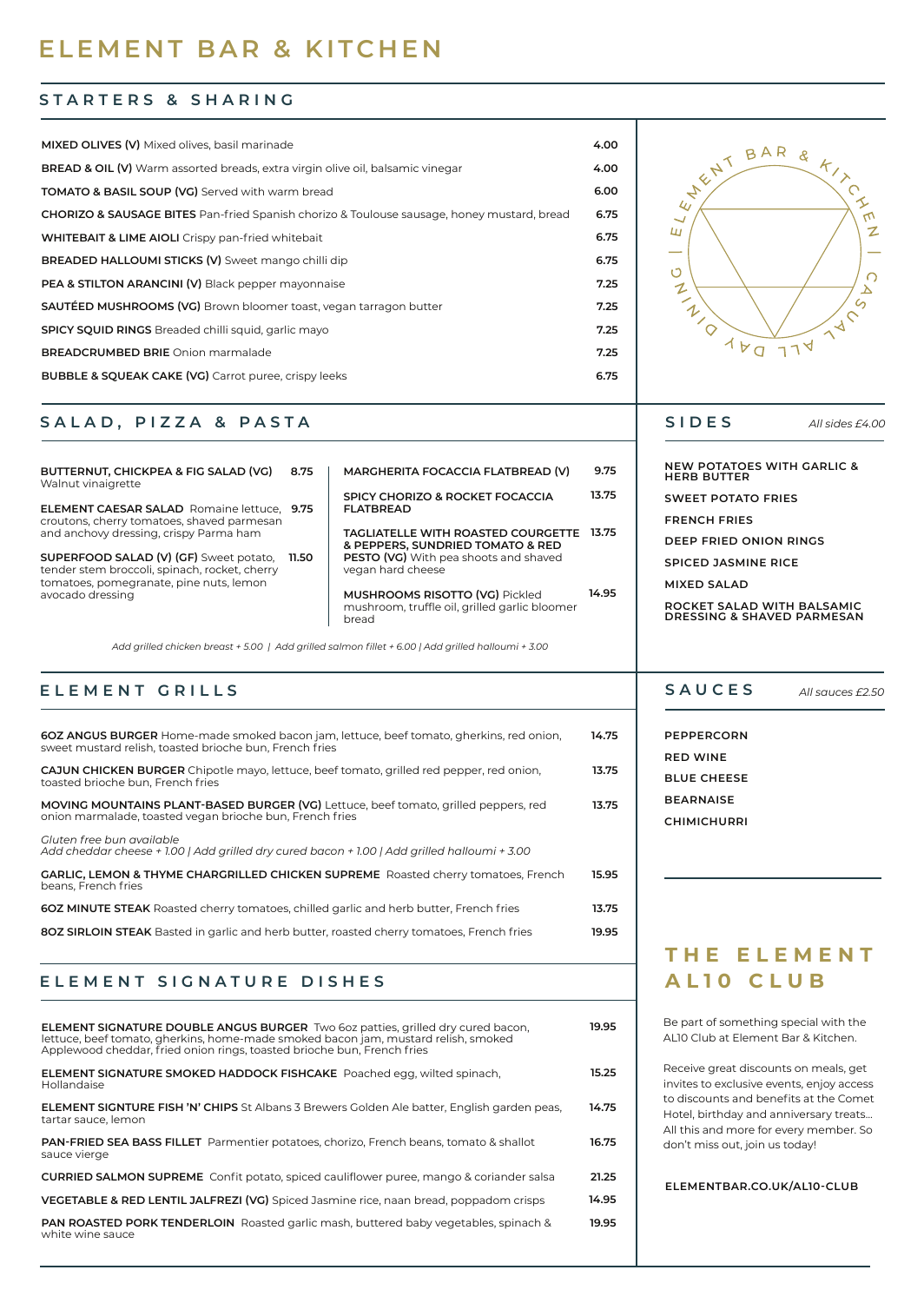# ELEMENT BAR & KITCHEN

## STARTERS & SHARING

| Item | Price |
|---|---|
| **MIXED OLIVES (V)** Mixed olives, basil marinade | 4.00 |
| **BREAD & OIL (V)** Warm assorted breads, extra virgin olive oil, balsamic vinegar | 4.00 |
| **TOMATO & BASIL SOUP (VG)** Served with warm bread | 6.00 |
| **CHORIZO & SAUSAGE BITES** Pan-fried Spanish chorizo & Toulouse sausage, honey mustard, bread | 6.75 |
| **WHITEBAIT & LIME AIOLI** Crispy pan-fried whitebait | 6.75 |
| **BREADED HALLOUMI STICKS (V)** Sweet mango chilli dip | 6.75 |
| **PEA & STILTON ARANCINI (V)** Black pepper mayonnaise | 7.25 |
| **SAUTÉED MUSHROOMS (VG)** Brown bloomer toast, vegan tarragon butter | 7.25 |
| **SPICY SQUID RINGS** Breaded chilli squid, garlic mayo | 7.25 |
| **BREADCRUMBED BRIE** Onion marmalade | 7.25 |
| **BUBBLE & SQUEAK CAKE (VG)** Carrot puree, crispy leeks | 6.75 |

ELEMENT BAR & KITCHEN | CASUAL ALL DAY DINING

## SALAD, PIZZA & PASTA

| Item | Price |
|---|---|
| **BUTTERNUT, CHICKPEA & FIG SALAD (VG)** Walnut vinaigrette | 8.75 |
| **ELEMENT CAESAR SALAD** Romaine lettuce, croutons, cherry tomatoes, shaved parmesan and anchovy dressing, crispy Parma ham | 9.75 |
| **SUPERFOOD SALAD (V) (GF)** Sweet potato, tender stem broccoli, spinach, rocket, cherry tomatoes, pomegranate, pine nuts, lemon avocado dressing | 11.50 |
| **MARGHERITA FOCACCIA FLATBREAD (V)** | 9.75 |
| **SPICY CHORIZO & ROCKET FOCACCIA FLATBREAD** | 13.75 |
| **TAGLIATELLE WITH ROASTED COURGETTE & PEPPERS, SUNDRIED TOMATO & RED PESTO (VG)** With pea shoots and shaved vegan hard cheese | 13.75 |
| **MUSHROOMS RISOTTO (VG)** Pickled mushroom, truffle oil, grilled garlic bloomer bread | 14.95 |

*Add grilled chicken breast + 5.00 | Add grilled salmon fillet + 6.00 | Add grilled halloumi + 3.00*

## ELEMENT GRILLS

| Item | Price |
|---|---|
| **6OZ ANGUS BURGER** Home-made smoked bacon jam, lettuce, beef tomato, gherkins, red onion, sweet mustard relish, toasted brioche bun, French fries | 14.75 |
| **CAJUN CHICKEN BURGER** Chipotle mayo, lettuce, beef tomato, grilled red pepper, red onion, toasted brioche bun, French fries | 13.75 |
| **MOVING MOUNTAINS PLANT-BASED BURGER (VG)** Lettuce, beef tomato, grilled peppers, red onion marmalade, toasted vegan brioche bun, French fries | 13.75 |

*Gluten free bun available*
*Add cheddar cheese + 1.00 | Add grilled dry cured bacon + 1.00 | Add grilled halloumi + 3.00*

| Item | Price |
|---|---|
| **GARLIC, LEMON & THYME CHARGRILLED CHICKEN SUPREME** Roasted cherry tomatoes, French beans, French fries | 15.95 |
| **6OZ MINUTE STEAK** Roasted cherry tomatoes, chilled garlic and herb butter, French fries | 13.75 |
| **8OZ SIRLOIN STEAK** Basted in garlic and herb butter, roasted cherry tomatoes, French fries | 19.95 |

## ELEMENT SIGNATURE DISHES

| Item | Price |
|---|---|
| **ELEMENT SIGNATURE DOUBLE ANGUS BURGER** Two 6oz patties, grilled dry cured bacon, lettuce, beef tomato, gherkins, home-made smoked bacon jam, mustard relish, smoked Applewood cheddar, fried onion rings, toasted brioche bun, French fries | 19.95 |
| **ELEMENT SIGNATURE SMOKED HADDOCK FISHCAKE** Poached egg, wilted spinach, Hollandaise | 15.25 |
| **ELEMENT SIGNTURE FISH 'N' CHIPS** St Albans 3 Brewers Golden Ale batter, English garden peas, tartar sauce, lemon | 14.75 |
| **PAN-FRIED SEA BASS FILLET** Parmentier potatoes, chorizo, French beans, tomato & shallot sauce vierge | 16.75 |
| **CURRIED SALMON SUPREME** Confit potato, spiced cauliflower puree, mango & coriander salsa | 21.25 |
| **VEGETABLE & RED LENTIL JALFREZI (VG)** Spiced Jasmine rice, naan bread, poppadom crisps | 14.95 |
| **PAN ROASTED PORK TENDERLOIN** Roasted garlic mash, buttered baby vegetables, spinach & white wine sauce | 19.95 |

## SIDES

*All sides £4.00*

- **NEW POTATOES WITH GARLIC & HERB BUTTER**
- **SWEET POTATO FRIES**
- **FRENCH FRIES**
- **DEEP FRIED ONION RINGS**
- **SPICED JASMINE RICE**
- **MIXED SALAD**
- **ROCKET SALAD WITH BALSAMIC DRESSING & SHAVED PARMESAN**

## SAUCES

*All sauces £2.50*

- **PEPPERCORN**
- **RED WINE**
- **BLUE CHEESE**
- **BEARNAISE**
- **CHIMICHURRI**

## THE ELEMENT AL10 CLUB

Be part of something special with the AL10 Club at Element Bar & Kitchen.

Receive great discounts on meals, get invites to exclusive events, enjoy access to discounts and benefits at the Comet Hotel, birthday and anniversary treats... All this and more for every member. So don't miss out, join us today!

**ELEMENTBAR.CO.UK/AL10-CLUB**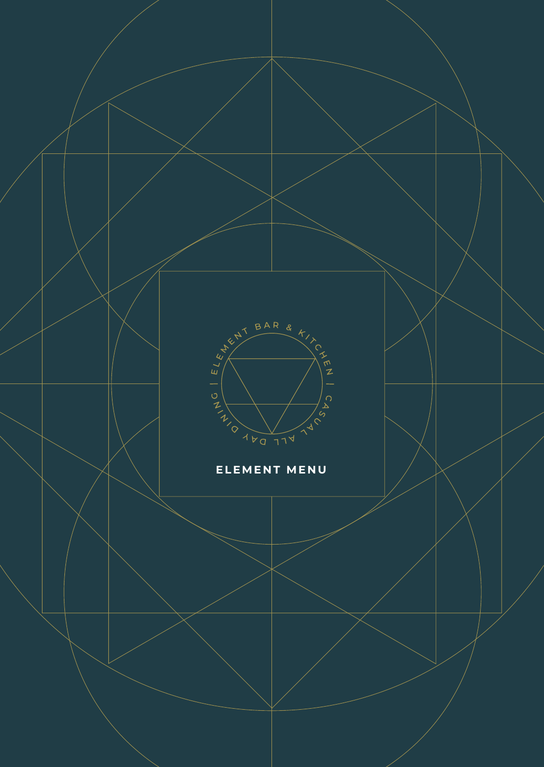ELEMENT BAR & KITCHEN | CASUAL ALL DAY DINING |

**ELEMENT MENU**